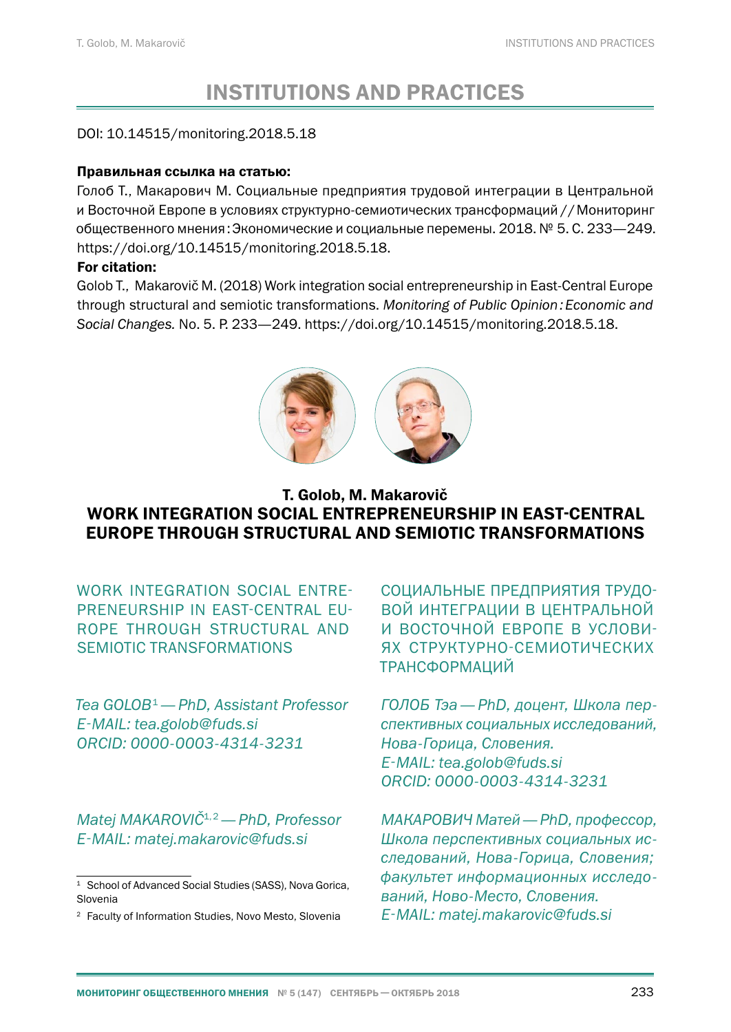# INSTITUTIONS AND PRACTICES

DOI: 10.14515/monitoring.2018.5.18

**Правильная ссылка на статью:**

Голоб Т., Макарович М. Социальные предприятия трудовой интеграции в Центральной и Восточной Европе в условиях структурно-семиотических трансформаций // Мониторинг общественного мнения: Экономические и социальные перемены. 2018. № 5. С. 233—249. https://doi.org/10.14515/monitoring.2018.5.18.

**For citation:**

Golob T., Makarovič M. (2018) Work integration social entrepreneurship in East-Central Europe through structural and semiotic transformations. *Monitoring of Public Opinion: Economic and Social Changes.* No. 5. P. 233—249. https://doi.org/10.14515/monitoring.2018.5.18.

**T. Golob, M. Makarovič**

## WORK INTEGRATION SOCIAL ENTREPRENEURSHIP IN EAST-CENTRAL EUROPE THROUGH STRUCTURAL AND SEMIOTIC TRANSFORMATIONS

WORK INTEGRATION SOCIAL ENTREPRENEURSHIP IN EAST-CENTRAL EUROPE THROUGH STRUCTURAL AND SEMIOTIC TRANSFORMATIONS

*Tea GOLOB[1] — PhD, Assistant Professor*
*E-MAIL: tea.golob@fuds.si*
*ORCID: 0000-0003-4314-3231*

*Matej MAKAROVIČ[1,2] — PhD, Professor*
*E-MAIL: matej.makarovic@fuds.si*

СОЦИАЛЬНЫЕ ПРЕДПРИЯТИЯ ТРУДОВОЙ ИНТЕГРАЦИИ В ЦЕНТРАЛЬНОЙ И ВОСТОЧНОЙ ЕВРОПЕ В УСЛОВИЯХ СТРУКТУРНО-СЕМИОТИЧЕСКИХ ТРАНСФОРМАЦИЙ

*ГОЛОБ Тэа — PhD, доцент, Школа перспективных социальных исследований, Нова-Горица, Словения.*
*E-MAIL: tea.golob@fuds.si*
*ORCID: 0000-0003-4314-3231*

*МАКАРОВИЧ Матей — PhD, профессор, Школа перспективных социальных исследований, Нова-Горица, Словения; факультет информационных исследований, Ново-Место, Словения.*
*E-MAIL: matej.makarovic@fuds.si*

---

[1] School of Advanced Social Studies (SASS), Nova Gorica, Slovenia

[2] Faculty of Information Studies, Novo Mesto, Slovenia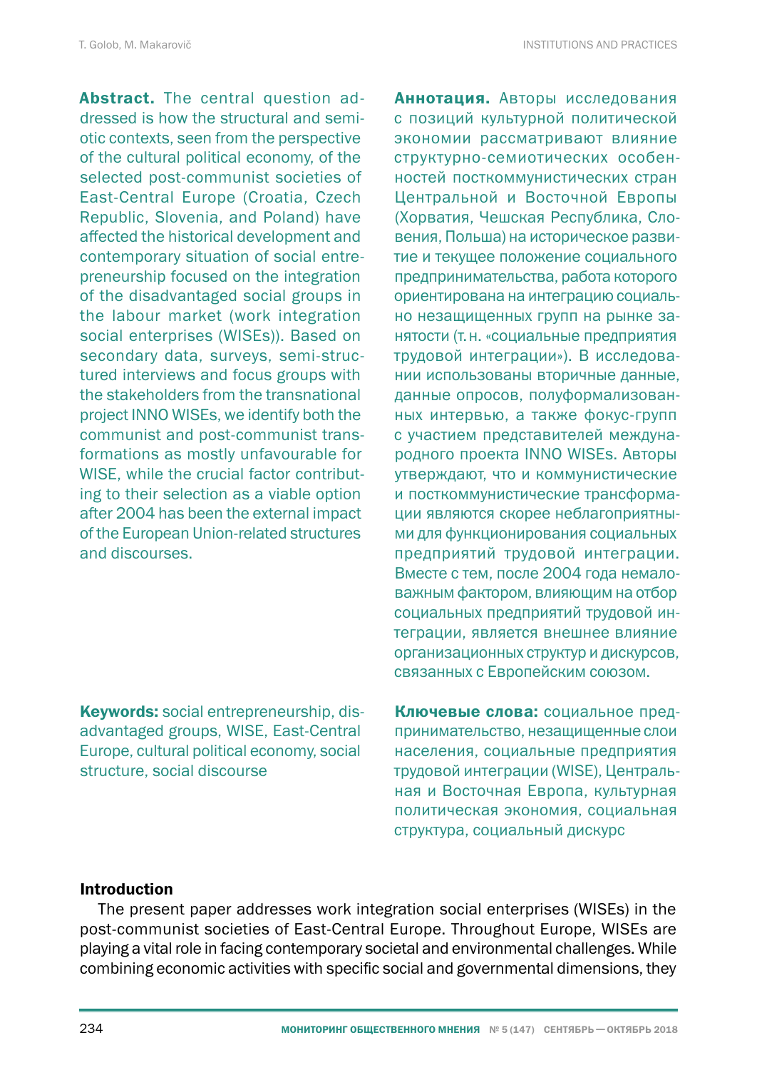**Abstract.** The central question addressed is how the structural and semiotic contexts, seen from the perspective of the cultural political economy, of the selected post-communist societies of East-Central Europe (Croatia, Czech Republic, Slovenia, and Poland) have affected the historical development and contemporary situation of social entrepreneurship focused on the integration of the disadvantaged social groups in the labour market (work integration social enterprises (WISEs)). Based on secondary data, surveys, semi-structured interviews and focus groups with the stakeholders from the transnational project INNO WISEs, we identify both the communist and post-communist transformations as mostly unfavourable for WISE, while the crucial factor contributing to their selection as a viable option after 2004 has been the external impact of the European Union-related structures and discourses.

**Keywords:** social entrepreneurship, disadvantaged groups, WISE, East-Central Europe, cultural political economy, social structure, social discourse

**Аннотация.** Авторы исследования с позиций культурной политической экономии рассматривают влияние структурно-семиотических особенностей посткоммунистических стран Центральной и Восточной Европы (Хорватия, Чешская Республика, Словения, Польша) на историческое развитие и текущее положение социального предпринимательства, работа которого ориентирована на интеграцию социально незащищенных групп на рынке занятости (т.н. «социальные предприятия трудовой интеграции»). В исследовании использованы вторичные данные, данные опросов, полуформализованных интервью, а также фокус-групп с участием представителей международного проекта INNO WISEs. Авторы утверждают, что и коммунистические и посткоммунистические трансформации являются скорее неблагоприятными для функционирования социальных предприятий трудовой интеграции. Вместе с тем, после 2004 года немаловажным фактором, влияющим на отбор социальных предприятий трудовой интеграции, является внешнее влияние организационных структур и дискурсов, связанных с Европейским союзом.

**Ключевые слова:** социальное предпринимательство, незащищенные слои населения, социальные предприятия трудовой интеграции (WISE), Центральная и Восточная Европа, культурная политическая экономия, социальная структура, социальный дискурс

## Introduction

The present paper addresses work integration social enterprises (WISEs) in the post-communist societies of East-Central Europe. Throughout Europe, WISEs are playing a vital role in facing contemporary societal and environmental challenges. While combining economic activities with specific social and governmental dimensions, they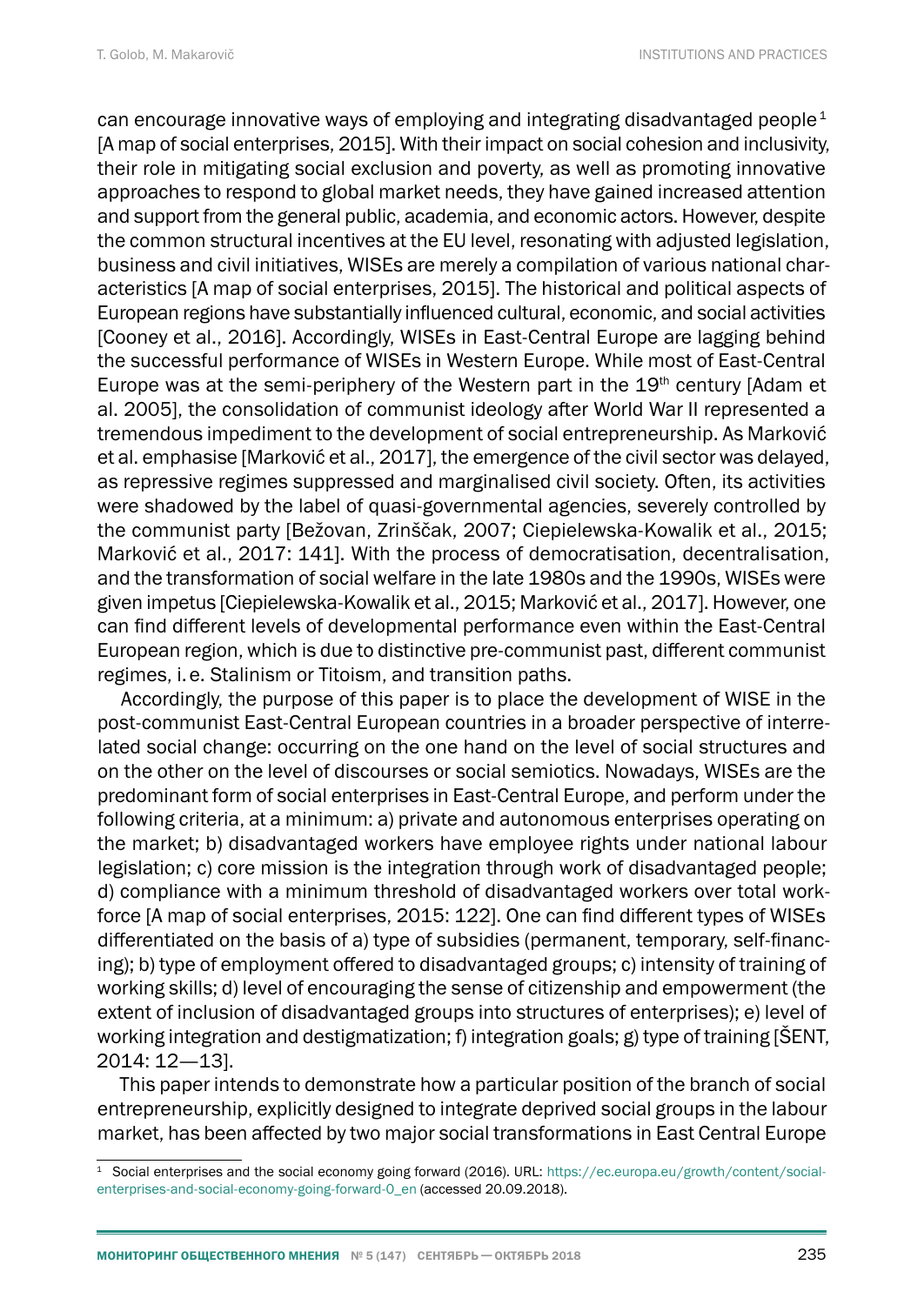can encourage innovative ways of employing and integrating disadvantaged people[1] [A map of social enterprises, 2015]. With their impact on social cohesion and inclusivity, their role in mitigating social exclusion and poverty, as well as promoting innovative approaches to respond to global market needs, they have gained increased attention and support from the general public, academia, and economic actors. However, despite the common structural incentives at the EU level, resonating with adjusted legislation, business and civil initiatives, WISEs are merely a compilation of various national characteristics [A map of social enterprises, 2015]. The historical and political aspects of European regions have substantially influenced cultural, economic, and social activities [Cooney et al., 2016]. Accordingly, WISEs in East-Central Europe are lagging behind the successful performance of WISEs in Western Europe. While most of East-Central Europe was at the semi-periphery of the Western part in the 19th century [Adam et al. 2005], the consolidation of communist ideology after World War II represented a tremendous impediment to the development of social entrepreneurship. As Marković et al. emphasise [Marković et al., 2017], the emergence of the civil sector was delayed, as repressive regimes suppressed and marginalised civil society. Often, its activities were shadowed by the label of quasi-governmental agencies, severely controlled by the communist party [Bežovan, Zrinščak, 2007; Ciepielewska-Kowalik et al., 2015; Marković et al., 2017: 141]. With the process of democratisation, decentralisation, and the transformation of social welfare in the late 1980s and the 1990s, WISEs were given impetus [Ciepielewska-Kowalik et al., 2015; Marković et al., 2017]. However, one can find different levels of developmental performance even within the East-Central European region, which is due to distinctive pre-communist past, different communist regimes, i. e. Stalinism or Titoism, and transition paths.

Accordingly, the purpose of this paper is to place the development of WISE in the post-communist East-Central European countries in a broader perspective of interrelated social change: occurring on the one hand on the level of social structures and on the other on the level of discourses or social semiotics. Nowadays, WISEs are the predominant form of social enterprises in East-Central Europe, and perform under the following criteria, at a minimum: a) private and autonomous enterprises operating on the market; b) disadvantaged workers have employee rights under national labour legislation; c) core mission is the integration through work of disadvantaged people; d) compliance with a minimum threshold of disadvantaged workers over total workforce [A map of social enterprises, 2015: 122]. One can find different types of WISEs differentiated on the basis of a) type of subsidies (permanent, temporary, self-financing); b) type of employment offered to disadvantaged groups; c) intensity of training of working skills; d) level of encouraging the sense of citizenship and empowerment (the extent of inclusion of disadvantaged groups into structures of enterprises); e) level of working integration and destigmatization; f) integration goals; g) type of training [ŠENT, 2014: 12—13].

This paper intends to demonstrate how a particular position of the branch of social entrepreneurship, explicitly designed to integrate deprived social groups in the labour market, has been affected by two major social transformations in East Central Europe

[1] Social enterprises and the social economy going forward (2016). URL: https://ec.europa.eu/growth/content/social-enterprises-and-social-economy-going-forward-0_en (accessed 20.09.2018).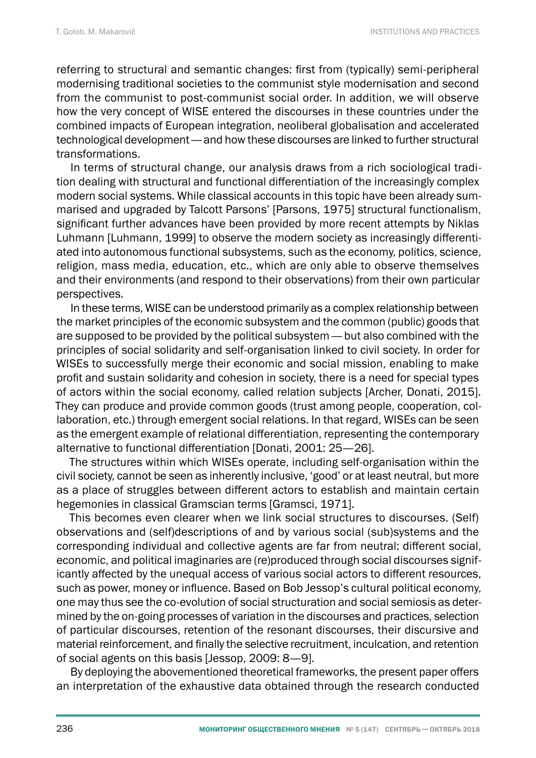referring to structural and semantic changes: first from (typically) semi-peripheral modernising traditional societies to the communist style modernisation and second from the communist to post-communist social order. In addition, we will observe how the very concept of WISE entered the discourses in these countries under the combined impacts of European integration, neoliberal globalisation and accelerated technological development — and how these discourses are linked to further structural transformations.

In terms of structural change, our analysis draws from a rich sociological tradition dealing with structural and functional differentiation of the increasingly complex modern social systems. While classical accounts in this topic have been already summarised and upgraded by Talcott Parsons' [Parsons, 1975] structural functionalism, significant further advances have been provided by more recent attempts by Niklas Luhmann [Luhmann, 1999] to observe the modern society as increasingly differentiated into autonomous functional subsystems, such as the economy, politics, science, religion, mass media, education, etc., which are only able to observe themselves and their environments (and respond to their observations) from their own particular perspectives.

In these terms, WISE can be understood primarily as a complex relationship between the market principles of the economic subsystem and the common (public) goods that are supposed to be provided by the political subsystem — but also combined with the principles of social solidarity and self-organisation linked to civil society. In order for WISEs to successfully merge their economic and social mission, enabling to make profit and sustain solidarity and cohesion in society, there is a need for special types of actors within the social economy, called relation subjects [Archer, Donati, 2015]. They can produce and provide common goods (trust among people, cooperation, collaboration, etc.) through emergent social relations. In that regard, WISEs can be seen as the emergent example of relational differentiation, representing the contemporary alternative to functional differentiation [Donati, 2001: 25—26].

The structures within which WISEs operate, including self-organisation within the civil society, cannot be seen as inherently inclusive, 'good' or at least neutral, but more as a place of struggles between different actors to establish and maintain certain hegemonies in classical Gramscian terms [Gramsci, 1971].

This becomes even clearer when we link social structures to discourses. (Self) observations and (self)descriptions of and by various social (sub)systems and the corresponding individual and collective agents are far from neutral: different social, economic, and political imaginaries are (re)produced through social discourses significantly affected by the unequal access of various social actors to different resources, such as power, money or influence. Based on Bob Jessop's cultural political economy, one may thus see the co-evolution of social structuration and social semiosis as determined by the on-going processes of variation in the discourses and practices, selection of particular discourses, retention of the resonant discourses, their discursive and material reinforcement, and finally the selective recruitment, inculcation, and retention of social agents on this basis [Jessop, 2009: 8—9].

By deploying the abovementioned theoretical frameworks, the present paper offers an interpretation of the exhaustive data obtained through the research conducted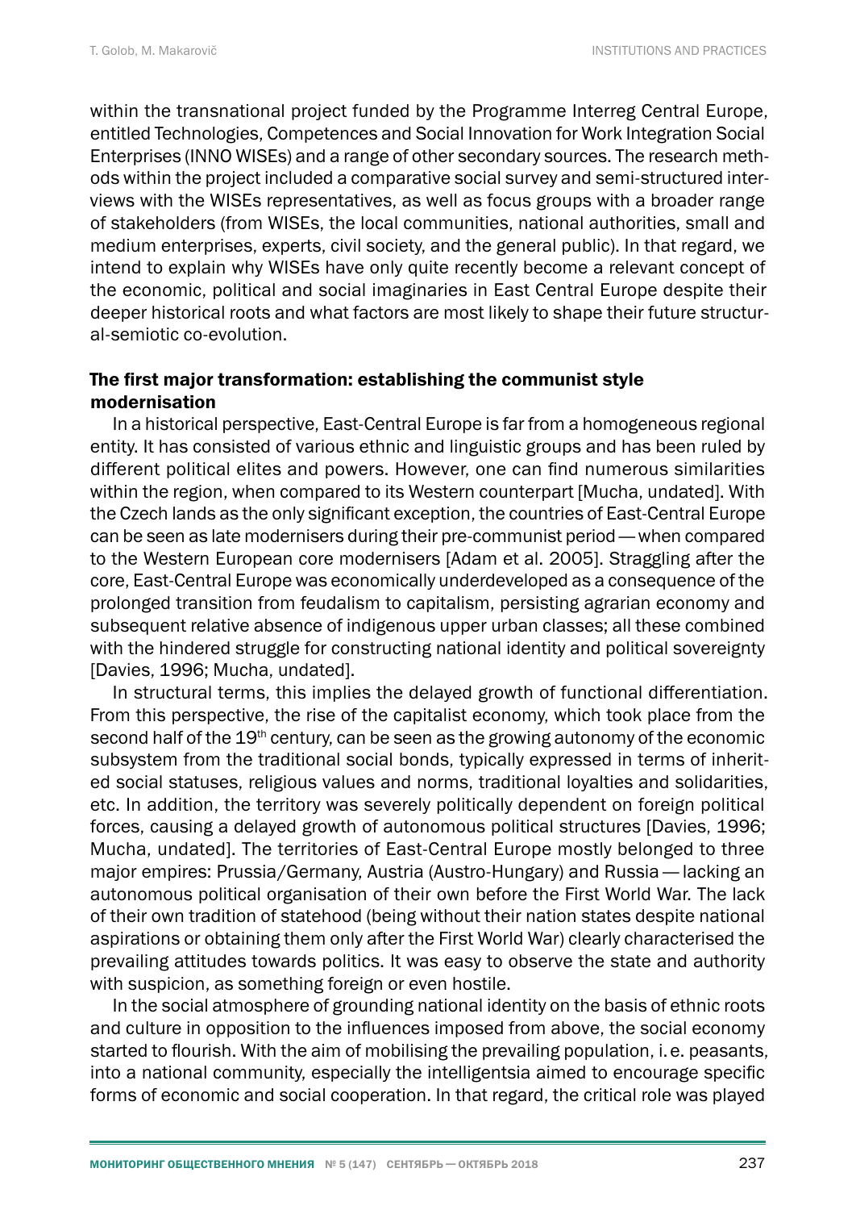within the transnational project funded by the Programme Interreg Central Europe, entitled Technologies, Competences and Social Innovation for Work Integration Social Enterprises (INNO WISEs) and a range of other secondary sources. The research methods within the project included a comparative social survey and semi-structured interviews with the WISEs representatives, as well as focus groups with a broader range of stakeholders (from WISEs, the local communities, national authorities, small and medium enterprises, experts, civil society, and the general public). In that regard, we intend to explain why WISEs have only quite recently become a relevant concept of the economic, political and social imaginaries in East Central Europe despite their deeper historical roots and what factors are most likely to shape their future structural-semiotic co-evolution.

## The first major transformation: establishing the communist style modernisation

In a historical perspective, East-Central Europe is far from a homogeneous regional entity. It has consisted of various ethnic and linguistic groups and has been ruled by different political elites and powers. However, one can find numerous similarities within the region, when compared to its Western counterpart [Mucha, undated]. With the Czech lands as the only significant exception, the countries of East-Central Europe can be seen as late modernisers during their pre-communist period — when compared to the Western European core modernisers [Adam et al. 2005]. Straggling after the core, East-Central Europe was economically underdeveloped as a consequence of the prolonged transition from feudalism to capitalism, persisting agrarian economy and subsequent relative absence of indigenous upper urban classes; all these combined with the hindered struggle for constructing national identity and political sovereignty [Davies, 1996; Mucha, undated].

In structural terms, this implies the delayed growth of functional differentiation. From this perspective, the rise of the capitalist economy, which took place from the second half of the 19th century, can be seen as the growing autonomy of the economic subsystem from the traditional social bonds, typically expressed in terms of inherited social statuses, religious values and norms, traditional loyalties and solidarities, etc. In addition, the territory was severely politically dependent on foreign political forces, causing a delayed growth of autonomous political structures [Davies, 1996; Mucha, undated]. The territories of East-Central Europe mostly belonged to three major empires: Prussia/Germany, Austria (Austro-Hungary) and Russia — lacking an autonomous political organisation of their own before the First World War. The lack of their own tradition of statehood (being without their nation states despite national aspirations or obtaining them only after the First World War) clearly characterised the prevailing attitudes towards politics. It was easy to observe the state and authority with suspicion, as something foreign or even hostile.

In the social atmosphere of grounding national identity on the basis of ethnic roots and culture in opposition to the influences imposed from above, the social economy started to flourish. With the aim of mobilising the prevailing population, i. e. peasants, into a national community, especially the intelligentsia aimed to encourage specific forms of economic and social cooperation. In that regard, the critical role was played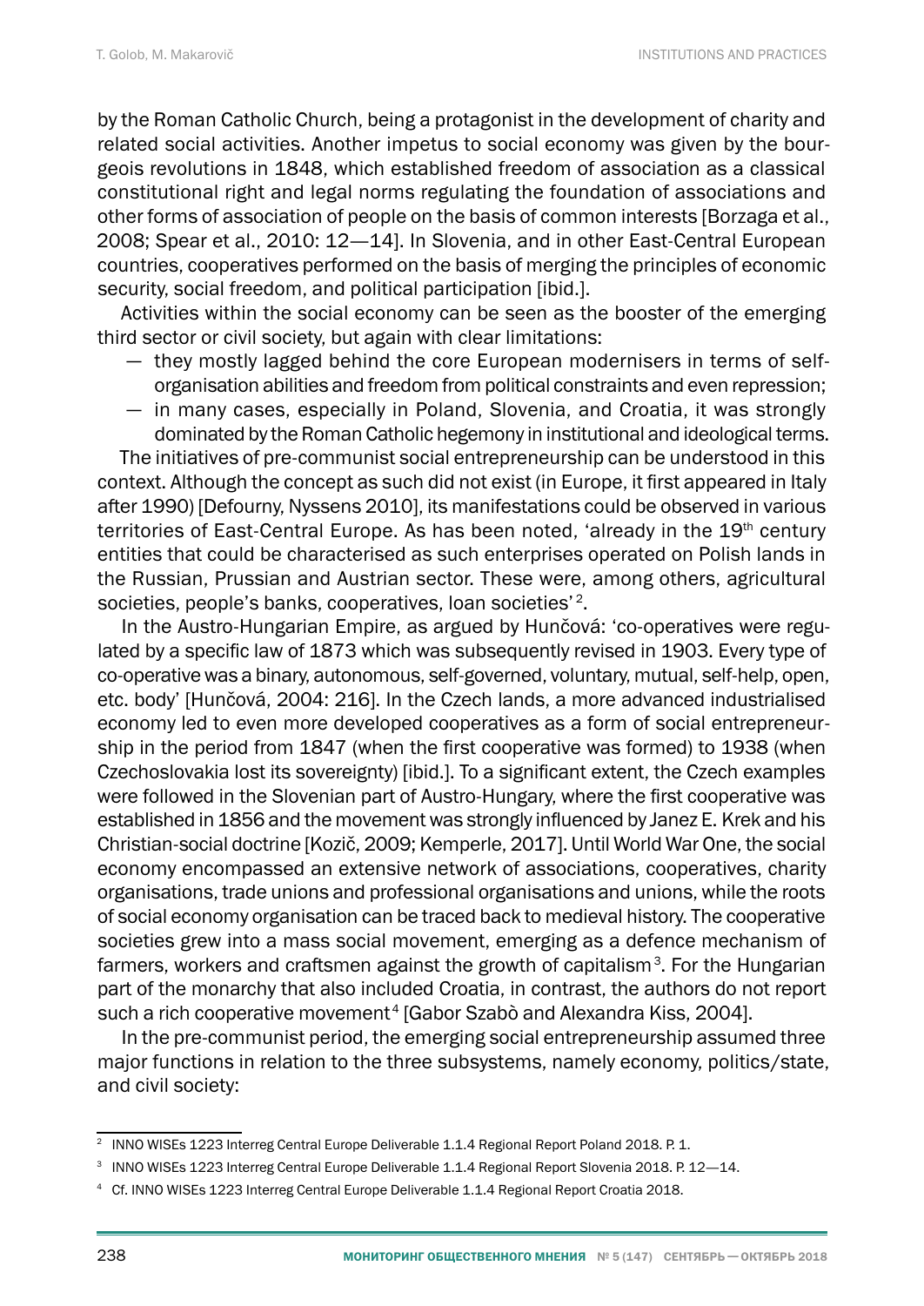by the Roman Catholic Church, being a protagonist in the development of charity and related social activities. Another impetus to social economy was given by the bourgeois revolutions in 1848, which established freedom of association as a classical constitutional right and legal norms regulating the foundation of associations and other forms of association of people on the basis of common interests [Borzaga et al., 2008; Spear et al., 2010: 12—14]. In Slovenia, and in other East-Central European countries, cooperatives performed on the basis of merging the principles of economic security, social freedom, and political participation [ibid.].

Activities within the social economy can be seen as the booster of the emerging third sector or civil society, but again with clear limitations:

- they mostly lagged behind the core European modernisers in terms of self-organisation abilities and freedom from political constraints and even repression;
- in many cases, especially in Poland, Slovenia, and Croatia, it was strongly dominated by the Roman Catholic hegemony in institutional and ideological terms.

The initiatives of pre-communist social entrepreneurship can be understood in this context. Although the concept as such did not exist (in Europe, it first appeared in Italy after 1990) [Defourny, Nyssens 2010], its manifestations could be observed in various territories of East-Central Europe. As has been noted, 'already in the 19th century entities that could be characterised as such enterprises operated on Polish lands in the Russian, Prussian and Austrian sector. These were, among others, agricultural societies, people's banks, cooperatives, loan societies' [2].

In the Austro-Hungarian Empire, as argued by Hunčová: 'co-operatives were regulated by a specific law of 1873 which was subsequently revised in 1903. Every type of co-operative was a binary, autonomous, self-governed, voluntary, mutual, self-help, open, etc. body' [Hunčová, 2004: 216]. In the Czech lands, a more advanced industrialised economy led to even more developed cooperatives as a form of social entrepreneurship in the period from 1847 (when the first cooperative was formed) to 1938 (when Czechoslovakia lost its sovereignty) [ibid.]. To a significant extent, the Czech examples were followed in the Slovenian part of Austro-Hungary, where the first cooperative was established in 1856 and the movement was strongly influenced by Janez E. Krek and his Christian-social doctrine [Kozič, 2009; Kemperle, 2017]. Until World War One, the social economy encompassed an extensive network of associations, cooperatives, charity organisations, trade unions and professional organisations and unions, while the roots of social economy organisation can be traced back to medieval history. The cooperative societies grew into a mass social movement, emerging as a defence mechanism of farmers, workers and craftsmen against the growth of capitalism [3]. For the Hungarian part of the monarchy that also included Croatia, in contrast, the authors do not report such a rich cooperative movement [4] [Gabor Szabò and Alexandra Kiss, 2004].

In the pre-communist period, the emerging social entrepreneurship assumed three major functions in relation to the three subsystems, namely economy, politics/state, and civil society:

---

[2] INNO WISEs 1223 Interreg Central Europe Deliverable 1.1.4 Regional Report Poland 2018. P. 1.

[3] INNO WISEs 1223 Interreg Central Europe Deliverable 1.1.4 Regional Report Slovenia 2018. P. 12—14.

[4] Cf. INNO WISEs 1223 Interreg Central Europe Deliverable 1.1.4 Regional Report Croatia 2018.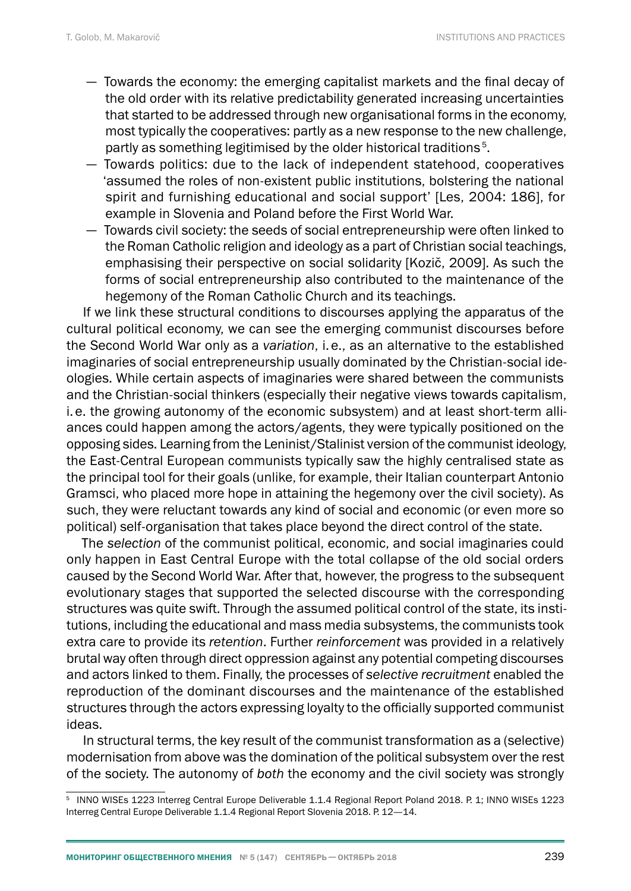- — Towards the economy: the emerging capitalist markets and the final decay of the old order with its relative predictability generated increasing uncertainties that started to be addressed through new organisational forms in the economy, most typically the cooperatives: partly as a new response to the new challenge, partly as something legitimised by the older historical traditions [5].
- — Towards politics: due to the lack of independent statehood, cooperatives 'assumed the roles of non-existent public institutions, bolstering the national spirit and furnishing educational and social support' [Les, 2004: 186], for example in Slovenia and Poland before the First World War.
- — Towards civil society: the seeds of social entrepreneurship were often linked to the Roman Catholic religion and ideology as a part of Christian social teachings, emphasising their perspective on social solidarity [Kozič, 2009]. As such the forms of social entrepreneurship also contributed to the maintenance of the hegemony of the Roman Catholic Church and its teachings.

If we link these structural conditions to discourses applying the apparatus of the cultural political economy, we can see the emerging communist discourses before the Second World War only as a *variation*, i.e., as an alternative to the established imaginaries of social entrepreneurship usually dominated by the Christian-social ideologies. While certain aspects of imaginaries were shared between the communists and the Christian-social thinkers (especially their negative views towards capitalism, i.e. the growing autonomy of the economic subsystem) and at least short-term alliances could happen among the actors/agents, they were typically positioned on the opposing sides. Learning from the Leninist/Stalinist version of the communist ideology, the East-Central European communists typically saw the highly centralised state as the principal tool for their goals (unlike, for example, their Italian counterpart Antonio Gramsci, who placed more hope in attaining the hegemony over the civil society). As such, they were reluctant towards any kind of social and economic (or even more so political) self-organisation that takes place beyond the direct control of the state.

The *selection* of the communist political, economic, and social imaginaries could only happen in East Central Europe with the total collapse of the old social orders caused by the Second World War. After that, however, the progress to the subsequent evolutionary stages that supported the selected discourse with the corresponding structures was quite swift. Through the assumed political control of the state, its institutions, including the educational and mass media subsystems, the communists took extra care to provide its *retention*. Further *reinforcement* was provided in a relatively brutal way often through direct oppression against any potential competing discourses and actors linked to them. Finally, the processes of *selective recruitment* enabled the reproduction of the dominant discourses and the maintenance of the established structures through the actors expressing loyalty to the officially supported communist ideas.

In structural terms, the key result of the communist transformation as a (selective) modernisation from above was the domination of the political subsystem over the rest of the society. The autonomy of *both* the economy and the civil society was strongly

---

[5] INNO WISEs 1223 Interreg Central Europe Deliverable 1.1.4 Regional Report Poland 2018. P. 1; INNO WISEs 1223 Interreg Central Europe Deliverable 1.1.4 Regional Report Slovenia 2018. P. 12—14.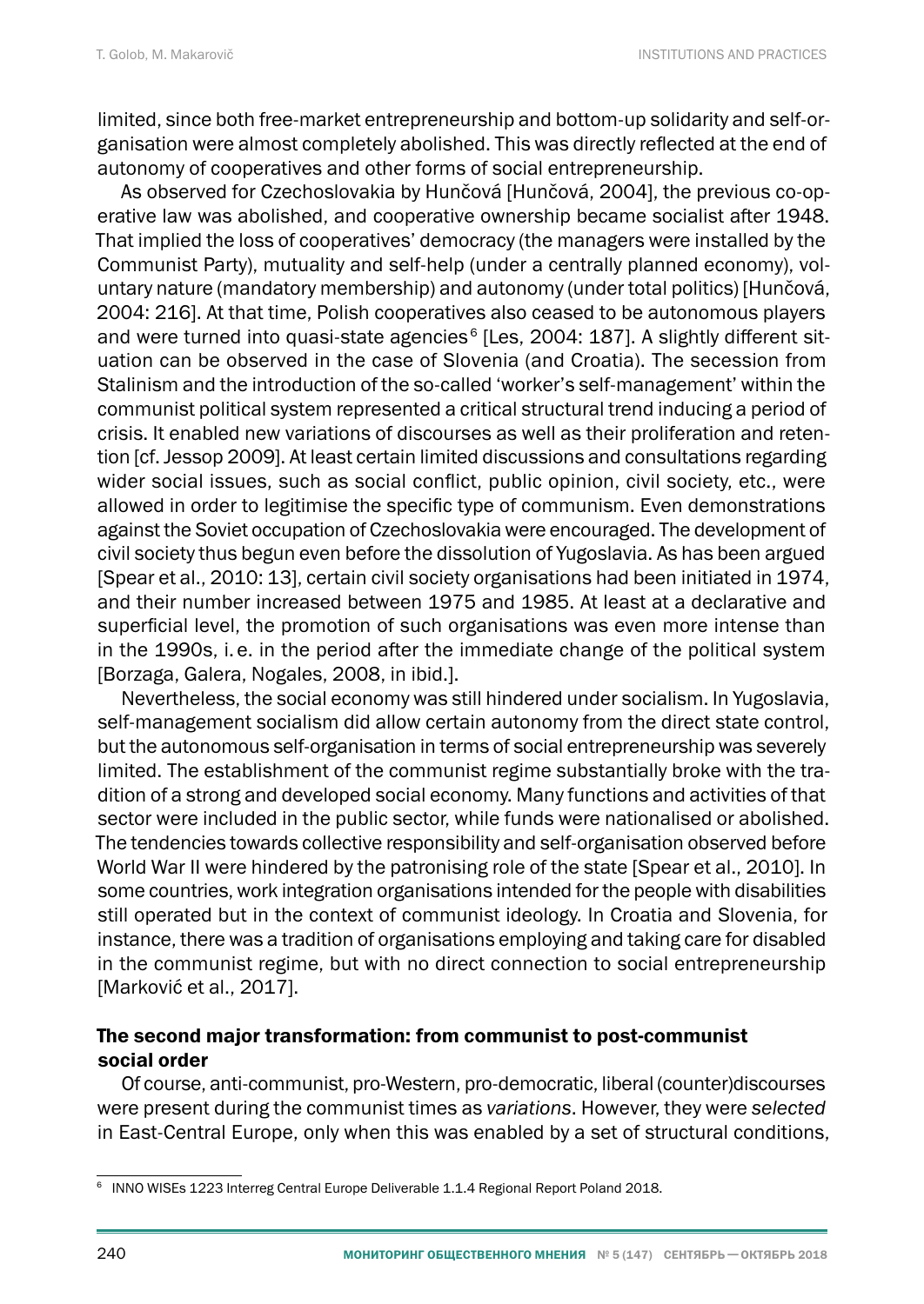limited, since both free-market entrepreneurship and bottom-up solidarity and self-organisation were almost completely abolished. This was directly reflected at the end of autonomy of cooperatives and other forms of social entrepreneurship.

As observed for Czechoslovakia by Hunčová [Hunčová, 2004], the previous co-operative law was abolished, and cooperative ownership became socialist after 1948. That implied the loss of cooperatives' democracy (the managers were installed by the Communist Party), mutuality and self-help (under a centrally planned economy), voluntary nature (mandatory membership) and autonomy (under total politics) [Hunčová, 2004: 216]. At that time, Polish cooperatives also ceased to be autonomous players and were turned into quasi-state agencies[6] [Les, 2004: 187]. A slightly different situation can be observed in the case of Slovenia (and Croatia). The secession from Stalinism and the introduction of the so-called 'worker's self-management' within the communist political system represented a critical structural trend inducing a period of crisis. It enabled new variations of discourses as well as their proliferation and retention [cf. Jessop 2009]. At least certain limited discussions and consultations regarding wider social issues, such as social conflict, public opinion, civil society, etc., were allowed in order to legitimise the specific type of communism. Even demonstrations against the Soviet occupation of Czechoslovakia were encouraged. The development of civil society thus begun even before the dissolution of Yugoslavia. As has been argued [Spear et al., 2010: 13], certain civil society organisations had been initiated in 1974, and their number increased between 1975 and 1985. At least at a declarative and superficial level, the promotion of such organisations was even more intense than in the 1990s, i. e. in the period after the immediate change of the political system [Borzaga, Galera, Nogales, 2008, in ibid.].

Nevertheless, the social economy was still hindered under socialism. In Yugoslavia, self-management socialism did allow certain autonomy from the direct state control, but the autonomous self-organisation in terms of social entrepreneurship was severely limited. The establishment of the communist regime substantially broke with the tradition of a strong and developed social economy. Many functions and activities of that sector were included in the public sector, while funds were nationalised or abolished. The tendencies towards collective responsibility and self-organisation observed before World War II were hindered by the patronising role of the state [Spear et al., 2010]. In some countries, work integration organisations intended for the people with disabilities still operated but in the context of communist ideology. In Croatia and Slovenia, for instance, there was a tradition of organisations employing and taking care for disabled in the communist regime, but with no direct connection to social entrepreneurship [Marković et al., 2017].

### The second major transformation: from communist to post-communist social order

Of course, anti-communist, pro-Western, pro-democratic, liberal (counter)discourses were present during the communist times as *variations*. However, they were *selected* in East-Central Europe, only when this was enabled by a set of structural conditions,

---

[6] INNO WISEs 1223 Interreg Central Europe Deliverable 1.1.4 Regional Report Poland 2018.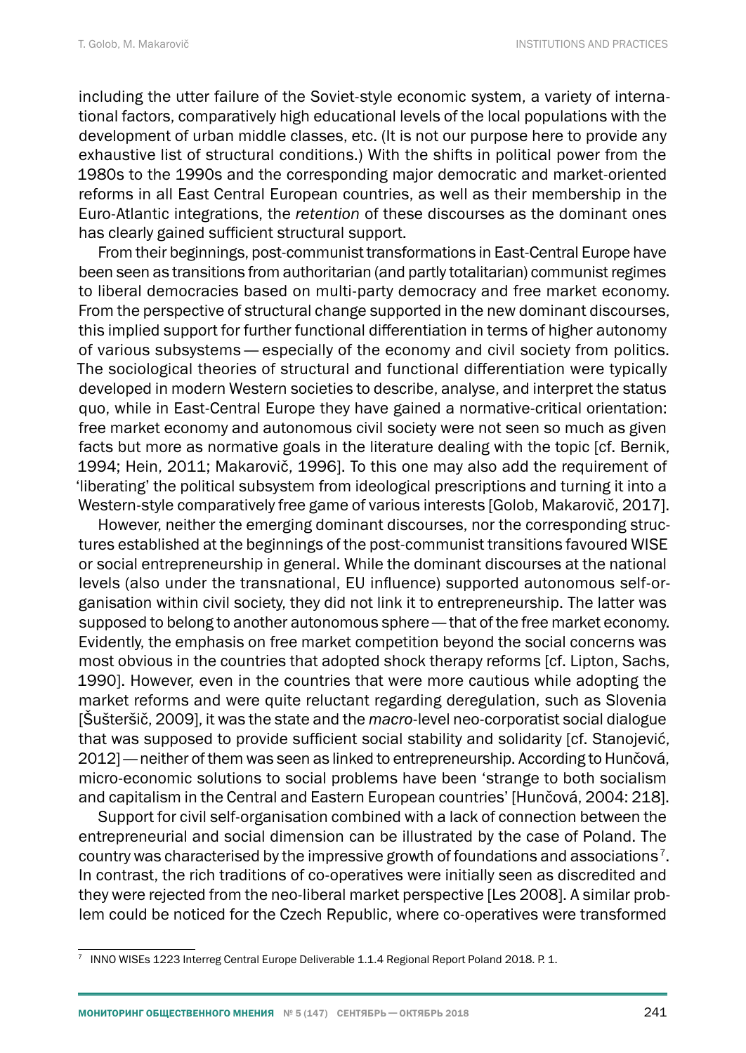including the utter failure of the Soviet-style economic system, a variety of international factors, comparatively high educational levels of the local populations with the development of urban middle classes, etc. (It is not our purpose here to provide any exhaustive list of structural conditions.) With the shifts in political power from the 1980s to the 1990s and the corresponding major democratic and market-oriented reforms in all East Central European countries, as well as their membership in the Euro-Atlantic integrations, the *retention* of these discourses as the dominant ones has clearly gained sufficient structural support.

From their beginnings, post-communist transformations in East-Central Europe have been seen as transitions from authoritarian (and partly totalitarian) communist regimes to liberal democracies based on multi-party democracy and free market economy. From the perspective of structural change supported in the new dominant discourses, this implied support for further functional differentiation in terms of higher autonomy of various subsystems — especially of the economy and civil society from politics. The sociological theories of structural and functional differentiation were typically developed in modern Western societies to describe, analyse, and interpret the status quo, while in East-Central Europe they have gained a normative-critical orientation: free market economy and autonomous civil society were not seen so much as given facts but more as normative goals in the literature dealing with the topic [cf. Bernik, 1994; Hein, 2011; Makarovič, 1996]. To this one may also add the requirement of 'liberating' the political subsystem from ideological prescriptions and turning it into a Western-style comparatively free game of various interests [Golob, Makarovič, 2017].

However, neither the emerging dominant discourses, nor the corresponding structures established at the beginnings of the post-communist transitions favoured WISE or social entrepreneurship in general. While the dominant discourses at the national levels (also under the transnational, EU influence) supported autonomous self-organisation within civil society, they did not link it to entrepreneurship. The latter was supposed to belong to another autonomous sphere — that of the free market economy. Evidently, the emphasis on free market competition beyond the social concerns was most obvious in the countries that adopted shock therapy reforms [cf. Lipton, Sachs, 1990]. However, even in the countries that were more cautious while adopting the market reforms and were quite reluctant regarding deregulation, such as Slovenia [Šušteršič, 2009], it was the state and the *macro*-level neo-corporatist social dialogue that was supposed to provide sufficient social stability and solidarity [cf. Stanojević, 2012] — neither of them was seen as linked to entrepreneurship. According to Hunčová, micro-economic solutions to social problems have been 'strange to both socialism and capitalism in the Central and Eastern European countries' [Hunčová, 2004: 218].

Support for civil self-organisation combined with a lack of connection between the entrepreneurial and social dimension can be illustrated by the case of Poland. The country was characterised by the impressive growth of foundations and associations[7]. In contrast, the rich traditions of co-operatives were initially seen as discredited and they were rejected from the neo-liberal market perspective [Les 2008]. A similar problem could be noticed for the Czech Republic, where co-operatives were transformed

---

[7] INNO WISEs 1223 Interreg Central Europe Deliverable 1.1.4 Regional Report Poland 2018. P. 1.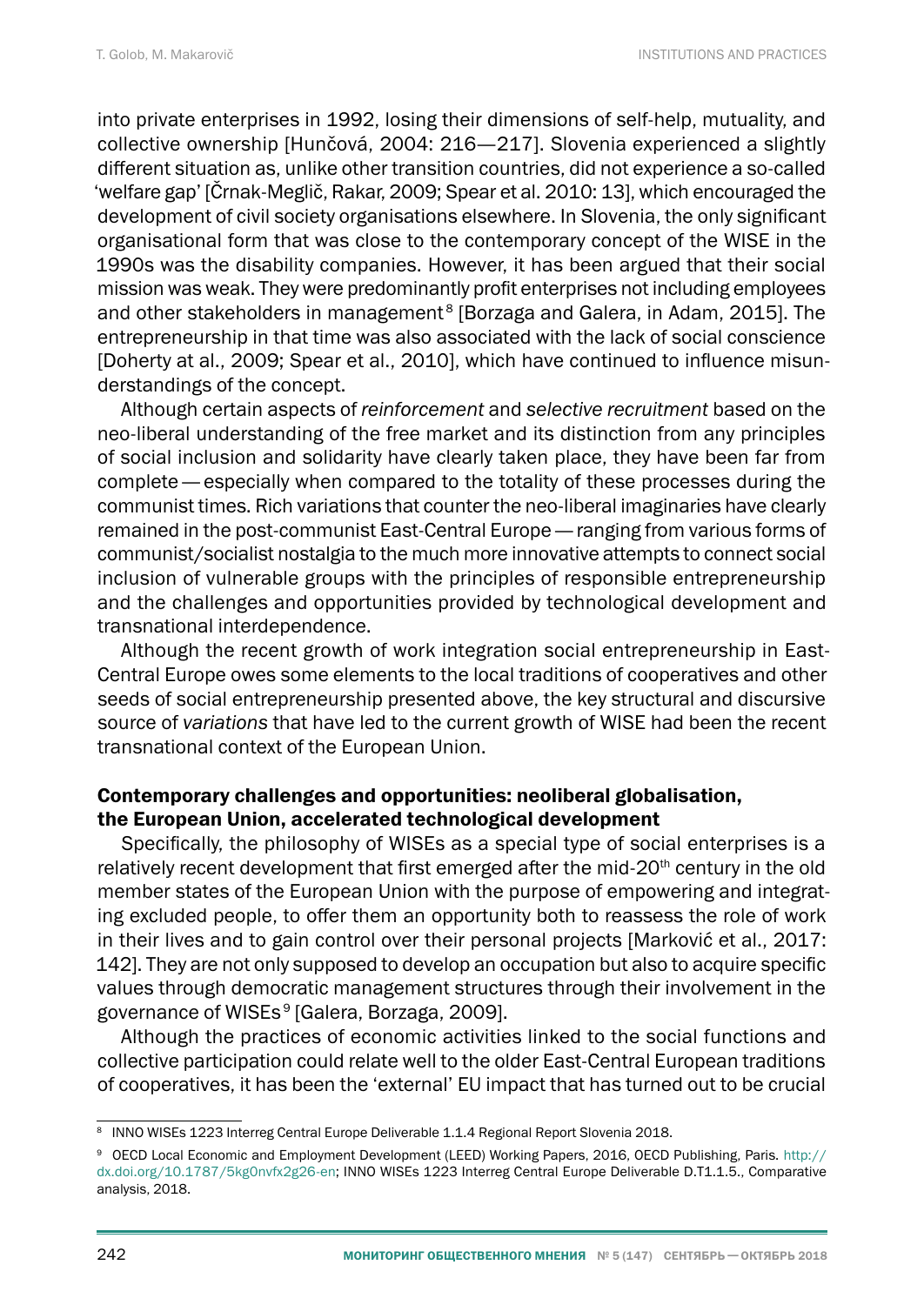into private enterprises in 1992, losing their dimensions of self-help, mutuality, and collective ownership [Hunčová, 2004: 216—217]. Slovenia experienced a slightly different situation as, unlike other transition countries, did not experience a so-called 'welfare gap' [Črnak-Meglič, Rakar, 2009; Spear et al. 2010: 13], which encouraged the development of civil society organisations elsewhere. In Slovenia, the only significant organisational form that was close to the contemporary concept of the WISE in the 1990s was the disability companies. However, it has been argued that their social mission was weak. They were predominantly profit enterprises not including employees and other stakeholders in management[8] [Borzaga and Galera, in Adam, 2015]. The entrepreneurship in that time was also associated with the lack of social conscience [Doherty at al., 2009; Spear et al., 2010], which have continued to influence misunderstandings of the concept.

Although certain aspects of *reinforcement* and *selective recruitment* based on the neo-liberal understanding of the free market and its distinction from any principles of social inclusion and solidarity have clearly taken place, they have been far from complete — especially when compared to the totality of these processes during the communist times. Rich variations that counter the neo-liberal imaginaries have clearly remained in the post-communist East-Central Europe — ranging from various forms of communist/socialist nostalgia to the much more innovative attempts to connect social inclusion of vulnerable groups with the principles of responsible entrepreneurship and the challenges and opportunities provided by technological development and transnational interdependence.

Although the recent growth of work integration social entrepreneurship in East-Central Europe owes some elements to the local traditions of cooperatives and other seeds of social entrepreneurship presented above, the key structural and discursive source of *variations* that have led to the current growth of WISE had been the recent transnational context of the European Union.

### Contemporary challenges and opportunities: neoliberal globalisation, the European Union, accelerated technological development

Specifically, the philosophy of WISEs as a special type of social enterprises is a relatively recent development that first emerged after the mid-20th century in the old member states of the European Union with the purpose of empowering and integrating excluded people, to offer them an opportunity both to reassess the role of work in their lives and to gain control over their personal projects [Marković et al., 2017: 142]. They are not only supposed to develop an occupation but also to acquire specific values through democratic management structures through their involvement in the governance of WISEs[9] [Galera, Borzaga, 2009].

Although the practices of economic activities linked to the social functions and collective participation could relate well to the older East-Central European traditions of cooperatives, it has been the 'external' EU impact that has turned out to be crucial

---

[8] INNO WISEs 1223 Interreg Central Europe Deliverable 1.1.4 Regional Report Slovenia 2018.

[9] OECD Local Economic and Employment Development (LEED) Working Papers, 2016, OECD Publishing, Paris. http://dx.doi.org/10.1787/5kg0nvfx2g26-en; INNO WISEs 1223 Interreg Central Europe Deliverable D.T1.1.5., Comparative analysis, 2018.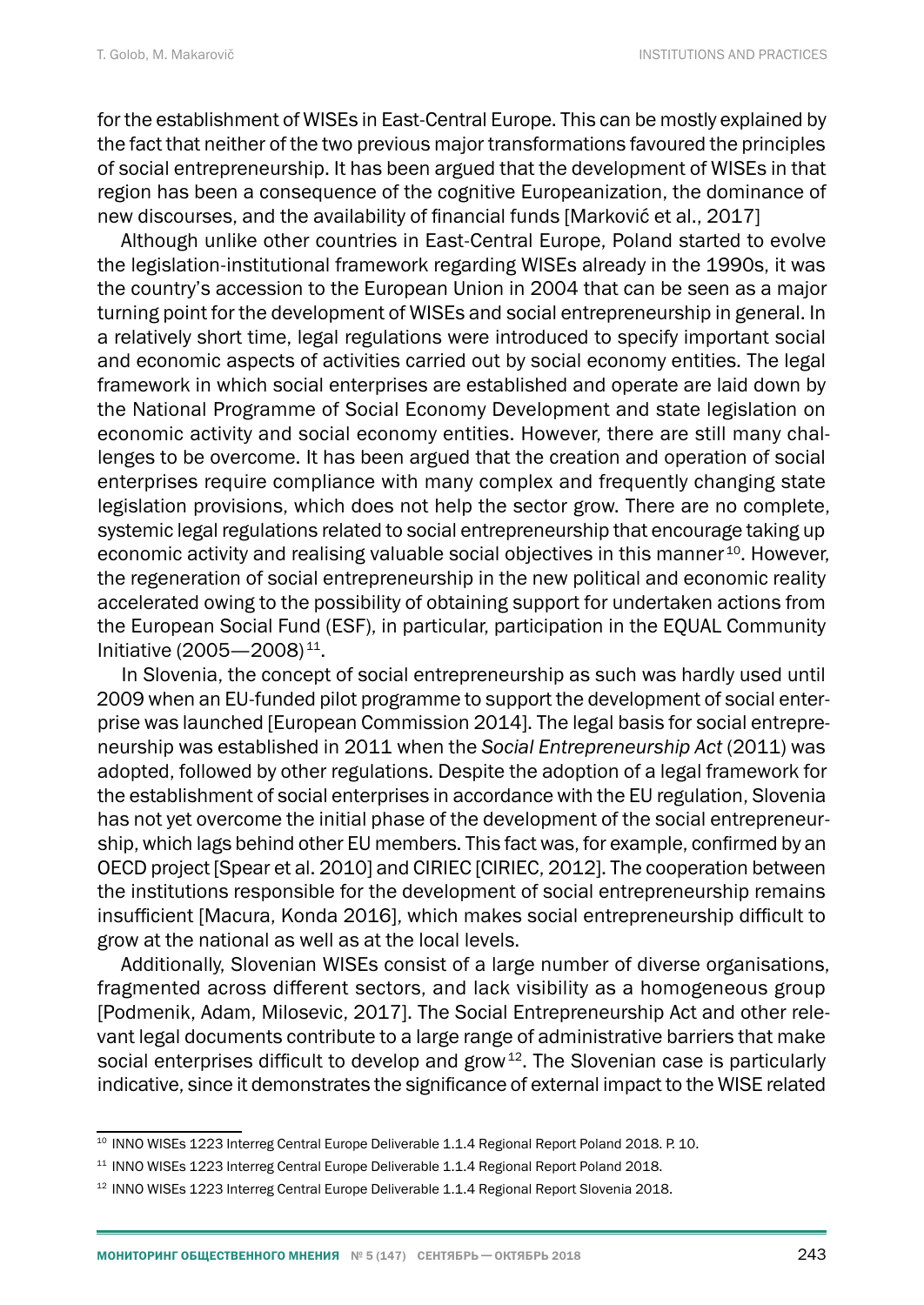for the establishment of WISEs in East-Central Europe. This can be mostly explained by the fact that neither of the two previous major transformations favoured the principles of social entrepreneurship. It has been argued that the development of WISEs in that region has been a consequence of the cognitive Europeanization, the dominance of new discourses, and the availability of financial funds [Marković et al., 2017]

Although unlike other countries in East-Central Europe, Poland started to evolve the legislation-institutional framework regarding WISEs already in the 1990s, it was the country's accession to the European Union in 2004 that can be seen as a major turning point for the development of WISEs and social entrepreneurship in general. In a relatively short time, legal regulations were introduced to specify important social and economic aspects of activities carried out by social economy entities. The legal framework in which social enterprises are established and operate are laid down by the National Programme of Social Economy Development and state legislation on economic activity and social economy entities. However, there are still many challenges to be overcome. It has been argued that the creation and operation of social enterprises require compliance with many complex and frequently changing state legislation provisions, which does not help the sector grow. There are no complete, systemic legal regulations related to social entrepreneurship that encourage taking up economic activity and realising valuable social objectives in this manner [10]. However, the regeneration of social entrepreneurship in the new political and economic reality accelerated owing to the possibility of obtaining support for undertaken actions from the European Social Fund (ESF), in particular, participation in the EQUAL Community Initiative (2005—2008) [11].

In Slovenia, the concept of social entrepreneurship as such was hardly used until 2009 when an EU-funded pilot programme to support the development of social enterprise was launched [European Commission 2014]. The legal basis for social entrepreneurship was established in 2011 when the *Social Entrepreneurship Act* (2011) was adopted, followed by other regulations. Despite the adoption of a legal framework for the establishment of social enterprises in accordance with the EU regulation, Slovenia has not yet overcome the initial phase of the development of the social entrepreneurship, which lags behind other EU members. This fact was, for example, confirmed by an OECD project [Spear et al. 2010] and CIRIEC [CIRIEC, 2012]. The cooperation between the institutions responsible for the development of social entrepreneurship remains insufficient [Macura, Konda 2016], which makes social entrepreneurship difficult to grow at the national as well as at the local levels.

Additionally, Slovenian WISEs consist of a large number of diverse organisations, fragmented across different sectors, and lack visibility as a homogeneous group [Podmenik, Adam, Milosevic, 2017]. The Social Entrepreneurship Act and other relevant legal documents contribute to a large range of administrative barriers that make social enterprises difficult to develop and grow [12]. The Slovenian case is particularly indicative, since it demonstrates the significance of external impact to the WISE related

---

[10] INNO WISEs 1223 Interreg Central Europe Deliverable 1.1.4 Regional Report Poland 2018. P. 10.

[11] INNO WISEs 1223 Interreg Central Europe Deliverable 1.1.4 Regional Report Poland 2018.

[12] INNO WISEs 1223 Interreg Central Europe Deliverable 1.1.4 Regional Report Slovenia 2018.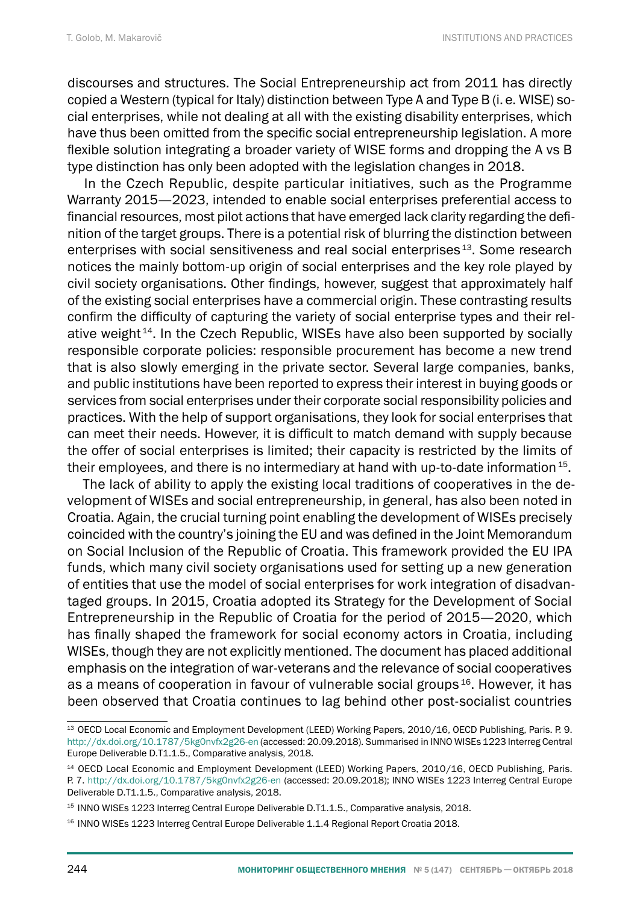discourses and structures. The Social Entrepreneurship act from 2011 has directly copied a Western (typical for Italy) distinction between Type A and Type B (i. e. WISE) social enterprises, while not dealing at all with the existing disability enterprises, which have thus been omitted from the specific social entrepreneurship legislation. A more flexible solution integrating a broader variety of WISE forms and dropping the A vs B type distinction has only been adopted with the legislation changes in 2018.

In the Czech Republic, despite particular initiatives, such as the Programme Warranty 2015—2023, intended to enable social enterprises preferential access to financial resources, most pilot actions that have emerged lack clarity regarding the definition of the target groups. There is a potential risk of blurring the distinction between enterprises with social sensitiveness and real social enterprises [13]. Some research notices the mainly bottom-up origin of social enterprises and the key role played by civil society organisations. Other findings, however, suggest that approximately half of the existing social enterprises have a commercial origin. These contrasting results confirm the difficulty of capturing the variety of social enterprise types and their relative weight [14]. In the Czech Republic, WISEs have also been supported by socially responsible corporate policies: responsible procurement has become a new trend that is also slowly emerging in the private sector. Several large companies, banks, and public institutions have been reported to express their interest in buying goods or services from social enterprises under their corporate social responsibility policies and practices. With the help of support organisations, they look for social enterprises that can meet their needs. However, it is difficult to match demand with supply because the offer of social enterprises is limited; their capacity is restricted by the limits of their employees, and there is no intermediary at hand with up-to-date information [15].

The lack of ability to apply the existing local traditions of cooperatives in the development of WISEs and social entrepreneurship, in general, has also been noted in Croatia. Again, the crucial turning point enabling the development of WISEs precisely coincided with the country's joining the EU and was defined in the Joint Memorandum on Social Inclusion of the Republic of Croatia. This framework provided the EU IPA funds, which many civil society organisations used for setting up a new generation of entities that use the model of social enterprises for work integration of disadvantaged groups. In 2015, Croatia adopted its Strategy for the Development of Social Entrepreneurship in the Republic of Croatia for the period of 2015—2020, which has finally shaped the framework for social economy actors in Croatia, including WISEs, though they are not explicitly mentioned. The document has placed additional emphasis on the integration of war-veterans and the relevance of social cooperatives as a means of cooperation in favour of vulnerable social groups [16]. However, it has been observed that Croatia continues to lag behind other post-socialist countries

---

[13] OECD Local Economic and Employment Development (LEED) Working Papers, 2010/16, OECD Publishing, Paris. P. 9. http://dx.doi.org/10.1787/5kg0nvfx2g26-en (accessed: 20.09.2018). Summarised in INNO WISEs 1223 Interreg Central Europe Deliverable D.T1.1.5., Comparative analysis, 2018.

[14] OECD Local Economic and Employment Development (LEED) Working Papers, 2010/16, OECD Publishing, Paris. P. 7. http://dx.doi.org/10.1787/5kg0nvfx2g26-en (accessed: 20.09.2018); INNO WISEs 1223 Interreg Central Europe Deliverable D.T1.1.5., Comparative analysis, 2018.

[15] INNO WISEs 1223 Interreg Central Europe Deliverable D.T1.1.5., Comparative analysis, 2018.

[16] INNO WISEs 1223 Interreg Central Europe Deliverable 1.1.4 Regional Report Croatia 2018.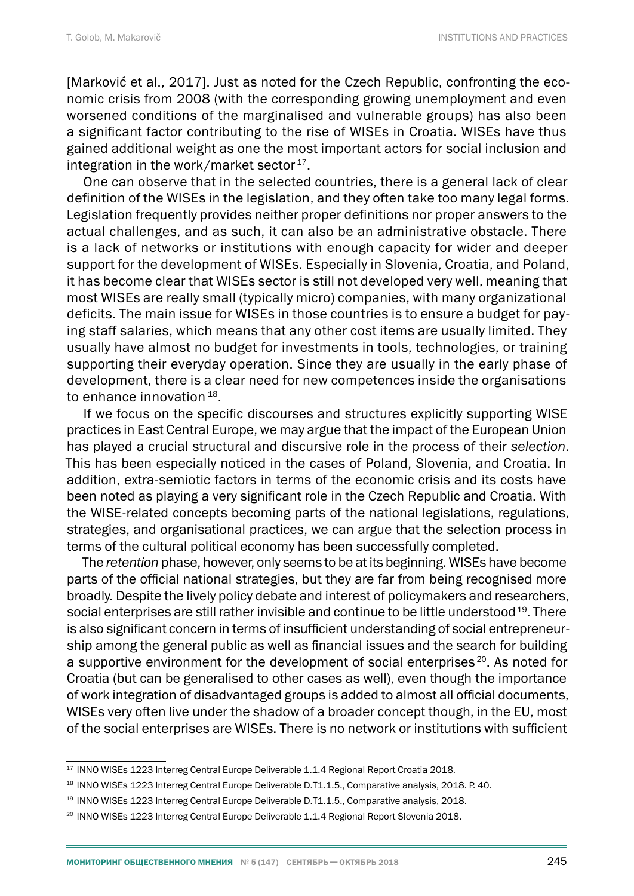[Marković et al., 2017]. Just as noted for the Czech Republic, confronting the economic crisis from 2008 (with the corresponding growing unemployment and even worsened conditions of the marginalised and vulnerable groups) has also been a significant factor contributing to the rise of WISEs in Croatia. WISEs have thus gained additional weight as one the most important actors for social inclusion and integration in the work/market sector [17].

One can observe that in the selected countries, there is a general lack of clear definition of the WISEs in the legislation, and they often take too many legal forms. Legislation frequently provides neither proper definitions nor proper answers to the actual challenges, and as such, it can also be an administrative obstacle. There is a lack of networks or institutions with enough capacity for wider and deeper support for the development of WISEs. Especially in Slovenia, Croatia, and Poland, it has become clear that WISEs sector is still not developed very well, meaning that most WISEs are really small (typically micro) companies, with many organizational deficits. The main issue for WISEs in those countries is to ensure a budget for paying staff salaries, which means that any other cost items are usually limited. They usually have almost no budget for investments in tools, technologies, or training supporting their everyday operation. Since they are usually in the early phase of development, there is a clear need for new competences inside the organisations to enhance innovation [18].

If we focus on the specific discourses and structures explicitly supporting WISE practices in East Central Europe, we may argue that the impact of the European Union has played a crucial structural and discursive role in the process of their *selection*. This has been especially noticed in the cases of Poland, Slovenia, and Croatia. In addition, extra-semiotic factors in terms of the economic crisis and its costs have been noted as playing a very significant role in the Czech Republic and Croatia. With the WISE-related concepts becoming parts of the national legislations, regulations, strategies, and organisational practices, we can argue that the selection process in terms of the cultural political economy has been successfully completed.

The *retention* phase, however, only seems to be at its beginning. WISEs have become parts of the official national strategies, but they are far from being recognised more broadly. Despite the lively policy debate and interest of policymakers and researchers, social enterprises are still rather invisible and continue to be little understood [19]. There is also significant concern in terms of insufficient understanding of social entrepreneurship among the general public as well as financial issues and the search for building a supportive environment for the development of social enterprises [20]. As noted for Croatia (but can be generalised to other cases as well), even though the importance of work integration of disadvantaged groups is added to almost all official documents, WISEs very often live under the shadow of a broader concept though, in the EU, most of the social enterprises are WISEs. There is no network or institutions with sufficient

---

[17] INNO WISEs 1223 Interreg Central Europe Deliverable 1.1.4 Regional Report Croatia 2018.

[18] INNO WISEs 1223 Interreg Central Europe Deliverable D.T1.1.5., Comparative analysis, 2018. P. 40.

[19] INNO WISEs 1223 Interreg Central Europe Deliverable D.T1.1.5., Comparative analysis, 2018.

[20] INNO WISEs 1223 Interreg Central Europe Deliverable 1.1.4 Regional Report Slovenia 2018.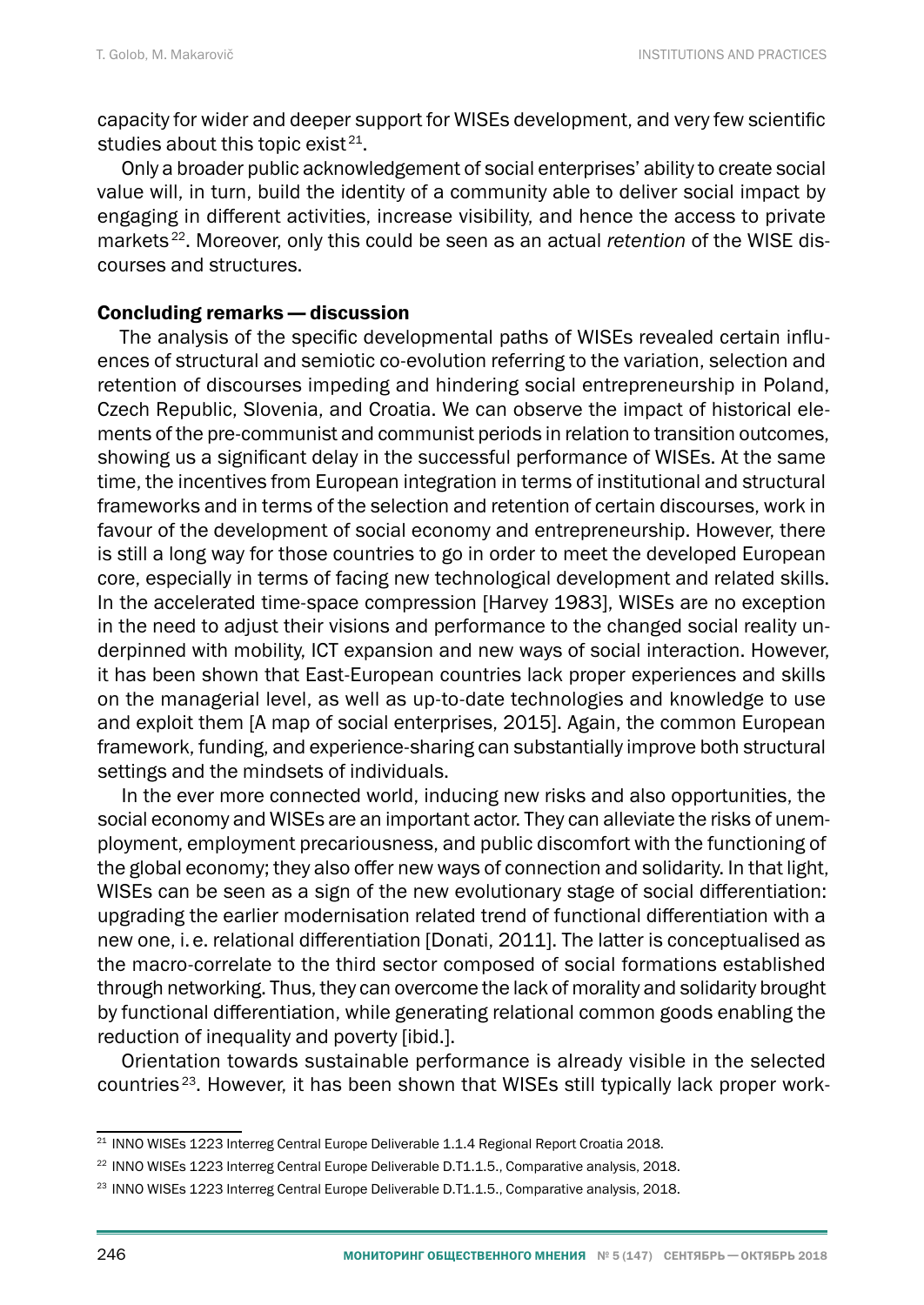capacity for wider and deeper support for WISEs development, and very few scientific studies about this topic exist [21].

Only a broader public acknowledgement of social enterprises' ability to create social value will, in turn, build the identity of a community able to deliver social impact by engaging in different activities, increase visibility, and hence the access to private markets [22]. Moreover, only this could be seen as an actual *retention* of the WISE discourses and structures.

## Concluding remarks — discussion

The analysis of the specific developmental paths of WISEs revealed certain influences of structural and semiotic co-evolution referring to the variation, selection and retention of discourses impeding and hindering social entrepreneurship in Poland, Czech Republic, Slovenia, and Croatia. We can observe the impact of historical elements of the pre-communist and communist periods in relation to transition outcomes, showing us a significant delay in the successful performance of WISEs. At the same time, the incentives from European integration in terms of institutional and structural frameworks and in terms of the selection and retention of certain discourses, work in favour of the development of social economy and entrepreneurship. However, there is still a long way for those countries to go in order to meet the developed European core, especially in terms of facing new technological development and related skills. In the accelerated time-space compression [Harvey 1983], WISEs are no exception in the need to adjust their visions and performance to the changed social reality underpinned with mobility, ICT expansion and new ways of social interaction. However, it has been shown that East-European countries lack proper experiences and skills on the managerial level, as well as up-to-date technologies and knowledge to use and exploit them [A map of social enterprises, 2015]. Again, the common European framework, funding, and experience-sharing can substantially improve both structural settings and the mindsets of individuals.

In the ever more connected world, inducing new risks and also opportunities, the social economy and WISEs are an important actor. They can alleviate the risks of unemployment, employment precariousness, and public discomfort with the functioning of the global economy; they also offer new ways of connection and solidarity. In that light, WISEs can be seen as a sign of the new evolutionary stage of social differentiation: upgrading the earlier modernisation related trend of functional differentiation with a new one, i. e. relational differentiation [Donati, 2011]. The latter is conceptualised as the macro-correlate to the third sector composed of social formations established through networking. Thus, they can overcome the lack of morality and solidarity brought by functional differentiation, while generating relational common goods enabling the reduction of inequality and poverty [ibid.].

Orientation towards sustainable performance is already visible in the selected countries [23]. However, it has been shown that WISEs still typically lack proper work-

---

[21] INNO WISEs 1223 Interreg Central Europe Deliverable 1.1.4 Regional Report Croatia 2018.

[22] INNO WISEs 1223 Interreg Central Europe Deliverable D.T1.1.5., Comparative analysis, 2018.

[23] INNO WISEs 1223 Interreg Central Europe Deliverable D.T1.1.5., Comparative analysis, 2018.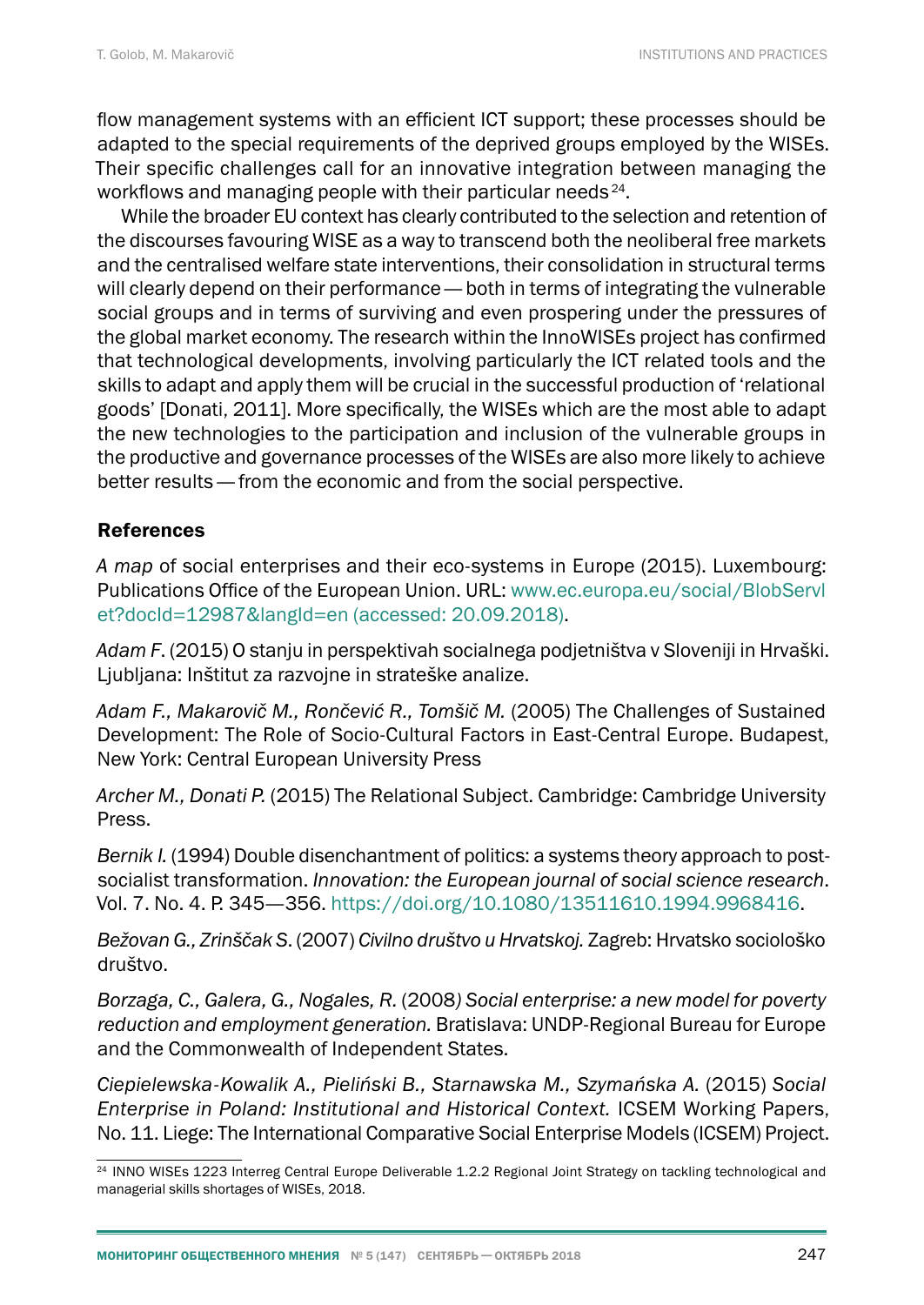flow management systems with an efficient ICT support; these processes should be adapted to the special requirements of the deprived groups employed by the WISEs. Their specific challenges call for an innovative integration between managing the workflows and managing people with their particular needs [24].

While the broader EU context has clearly contributed to the selection and retention of the discourses favouring WISE as a way to transcend both the neoliberal free markets and the centralised welfare state interventions, their consolidation in structural terms will clearly depend on their performance — both in terms of integrating the vulnerable social groups and in terms of surviving and even prospering under the pressures of the global market economy. The research within the InnoWISEs project has confirmed that technological developments, involving particularly the ICT related tools and the skills to adapt and apply them will be crucial in the successful production of 'relational goods' [Donati, 2011]. More specifically, the WISEs which are the most able to adapt the new technologies to the participation and inclusion of the vulnerable groups in the productive and governance processes of the WISEs are also more likely to achieve better results — from the economic and from the social perspective.

### References

*A map* of social enterprises and their eco-systems in Europe (2015). Luxembourg: Publications Office of the European Union. URL: www.ec.europa.eu/social/BlobServlet?docId=12987&langId=en (accessed: 20.09.2018).

*Adam F*. (2015) O stanju in perspektivah socialnega podjetništva v Sloveniji in Hrvaški. Ljubljana: Inštitut za razvojne in strateške analize.

*Adam F., Makarovič M., Rončević R., Tomšič M.* (2005) The Challenges of Sustained Development: The Role of Socio-Cultural Factors in East-Central Europe. Budapest, New York: Central European University Press

*Archer M., Donati P.* (2015) The Relational Subject. Cambridge: Cambridge University Press.

*Bernik I.* (1994) Double disenchantment of politics: a systems theory approach to post-socialist transformation. *Innovation: the European journal of social science research*. Vol. 7. No. 4. P. 345—356. https://doi.org/10.1080/13511610.1994.9968416.

*Bežovan G., Zrinščak S*. (2007) *Civilno društvo u Hrvatskoj.* Zagreb: Hrvatsko sociološko društvo.

*Borzaga, C., Galera, G., Nogales, R.* (2008*) Social enterprise: a new model for poverty reduction and employment generation.* Bratislava: UNDP-Regional Bureau for Europe and the Commonwealth of Independent States.

*Ciepielewska-Kowalik A., Pieliński B., Starnawska M., Szymańska A.* (2015) *Social Enterprise in Poland: Institutional and Historical Context.* ICSEM Working Papers, No. 11. Liege: The International Comparative Social Enterprise Models (ICSEM) Project.

---

[24] INNO WISEs 1223 Interreg Central Europe Deliverable 1.2.2 Regional Joint Strategy on tackling technological and managerial skills shortages of WISEs, 2018.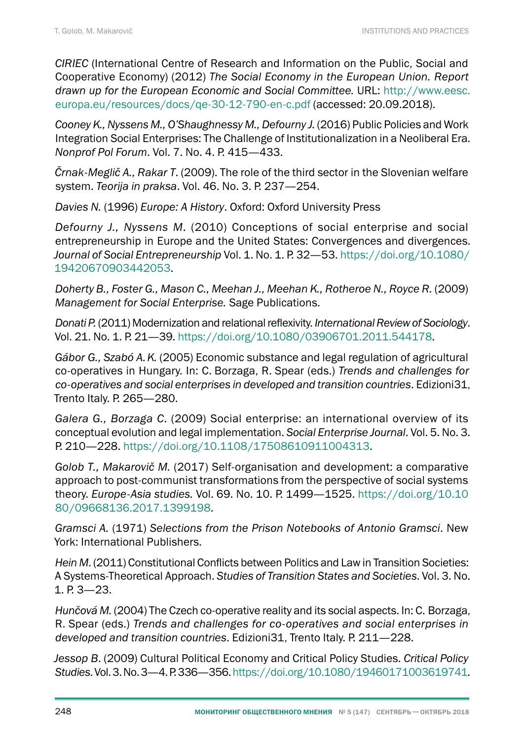*CIRIEC* (International Centre of Research and Information on the Public, Social and Cooperative Economy) (2012) *The Social Economy in the European Union. Report drawn up for the European Economic and Social Committee.* URL: http://www.eesc.europa.eu/resources/docs/qe-30-12-790-en-c.pdf (accessed: 20.09.2018).

*Cooney K., Nyssens M., O'Shaughnessy M., Defourny J.* (2016) Public Policies and Work Integration Social Enterprises: The Challenge of Institutionalization in a Neoliberal Era. *Nonprof Pol Forum*. Vol. 7. No. 4. P. 415—433.

*Črnak-Meglič A., Rakar T*. (2009). The role of the third sector in the Slovenian welfare system. *Teorija in praksa*. Vol. 46. No. 3. P. 237—254.

*Davies N.* (1996) *Europe: A History*. Oxford: Oxford University Press

*Defourny J., Nyssens M*. (2010) Conceptions of social enterprise and social entrepreneurship in Europe and the United States: Convergences and divergences. *Journal of Social Entrepreneurship* Vol. 1. No. 1. P. 32—53. https://doi.org/10.1080/19420670903442053.

*Doherty B., Foster G., Mason C., Meehan J., Meehan K., Rotheroe N., Royce R.* (2009) *Management for Social Enterprise.* Sage Publications.

*Donati P.* (2011) Modernization and relational reflexivity. *International Review of Sociology*. Vol. 21. No. 1. P. 21—39. https://doi.org/10.1080/03906701.2011.544178.

*Gábor G., Szabó A. K.* (2005) Economic substance and legal regulation of agricultural co-operatives in Hungary. In: C. Borzaga, R. Spear (eds.) *Trends and challenges for co-operatives and social enterprises in developed and transition countries*. Edizioni31, Trento Italy. P. 265—280.

*Galera G., Borzaga C*. (2009) Social enterprise: an international overview of its conceptual evolution and legal implementation. *Social Enterprise Journal*. Vol. 5. No. 3. P. 210—228. https://doi.org/10.1108/17508610911004313.

*Golob T., Makarovič M.* (2017) Self-organisation and development: a comparative approach to post-communist transformations from the perspective of social systems theory. *Europe-Asia studies.* Vol. 69. No. 10. P. 1499—1525. https://doi.org/10.1080/09668136.2017.1399198.

*Gramsci A.* (1971) *Selections from the Prison Notebooks of Antonio Gramsci*. New York: International Publishers.

*Hein M*. (2011) Constitutional Conflicts between Politics and Law in Transition Societies: A Systems-Theoretical Approach. *Studies of Transition States and Societies*. Vol. 3. No. 1. P. 3—23.

*Hunčová M.* (2004) The Czech co-operative reality and its social aspects. In: C. Borzaga, R. Spear (eds.) *Trends and challenges for co-operatives and social enterprises in developed and transition countries*. Edizioni31, Trento Italy. P. 211—228.

*Jessop B*. (2009) Cultural Political Economy and Critical Policy Studies. *Critical Policy Studies*. Vol. 3. No. 3—4. P. 336—356. https://doi.org/10.1080/19460171003619741.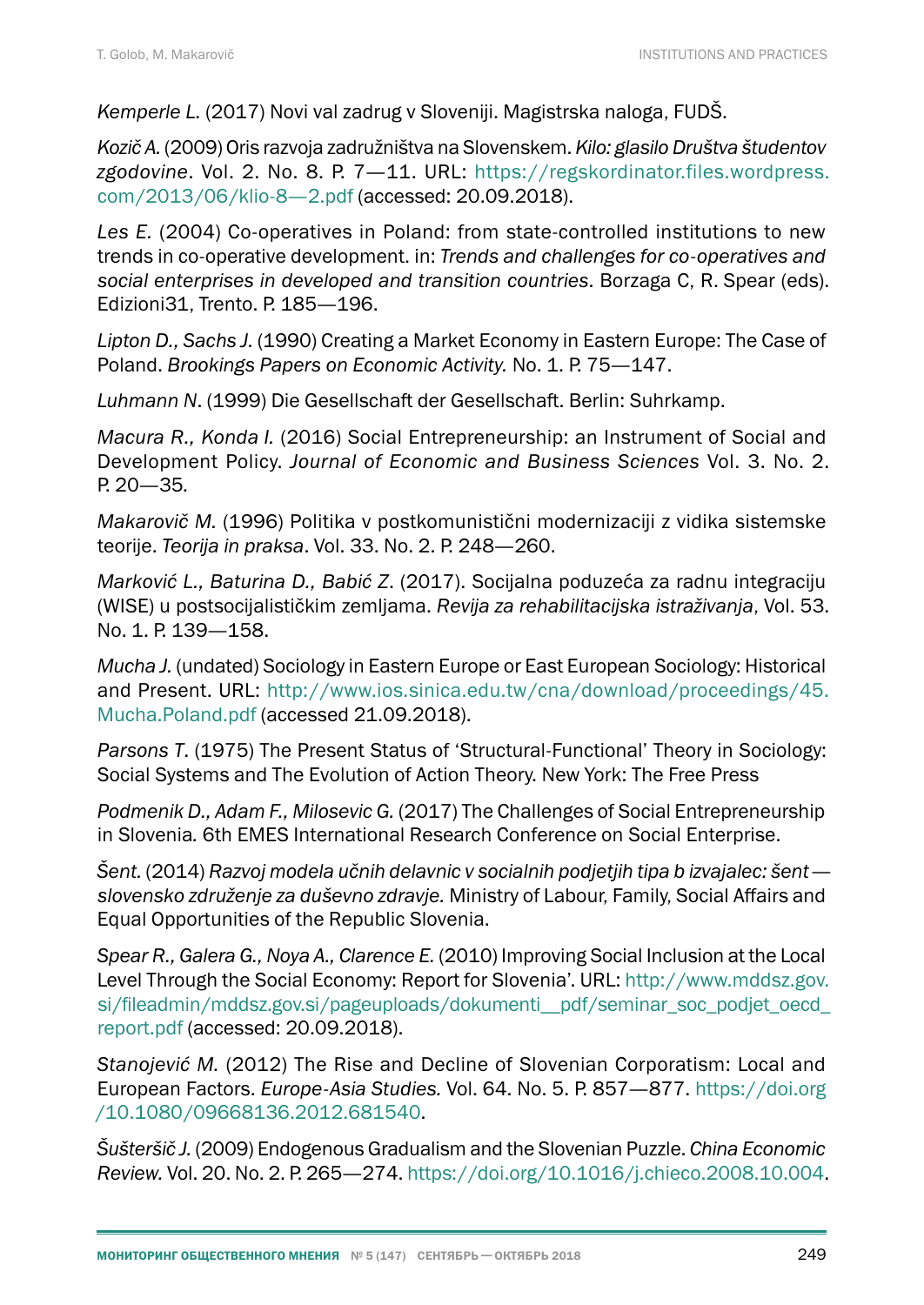*Kemperle L.* (2017) Novi val zadrug v Sloveniji. Magistrska naloga, FUDŠ.

*Kozič A.* (2009) Oris razvoja zadružništva na Slovenskem. *Kilo: glasilo Društva študentov zgodovine*. Vol. 2. No. 8. P. 7—11. URL: https://regskordinator.files.wordpress.com/2013/06/klio-8—2.pdf (accessed: 20.09.2018).

*Les E.* (2004) Co-operatives in Poland: from state-controlled institutions to new trends in co-operative development. in: *Trends and challenges for co-operatives and social enterprises in developed and transition countries*. Borzaga C, R. Spear (eds). Edizioni31, Trento. P. 185—196.

*Lipton D., Sachs J.* (1990) Creating a Market Economy in Eastern Europe: The Case of Poland. *Brookings Papers on Economic Activity.* No. 1. P. 75—147.

*Luhmann N.* (1999) Die Gesellschaft der Gesellschaft. Berlin: Suhrkamp.

*Macura R., Konda I.* (2016) Social Entrepreneurship: an Instrument of Social and Development Policy. *Journal of Economic and Business Sciences* Vol. 3. No. 2. P. 20—35.

*Makarovič M.* (1996) Politika v postkomunistični modernizaciji z vidika sistemske teorije. *Teorija in praksa*. Vol. 33. No. 2. P. 248—260.

*Marković L., Baturina D., Babić Z.* (2017). Socijalna poduzeća za radnu integraciju (WISE) u postsocijalističkim zemljama. *Revija za rehabilitacijska istraživanja*, Vol. 53. No. 1. P. 139—158.

*Mucha J.* (undated) Sociology in Eastern Europe or East European Sociology: Historical and Present. URL: http://www.ios.sinica.edu.tw/cna/download/proceedings/45.Mucha.Poland.pdf (accessed 21.09.2018).

*Parsons T.* (1975) The Present Status of 'Structural-Functional' Theory in Sociology: Social Systems and The Evolution of Action Theory. New York: The Free Press

*Podmenik D., Adam F., Milosevic G.* (2017) The Challenges of Social Entrepreneurship in Slovenia. 6th EMES International Research Conference on Social Enterprise.

*Šent.* (2014) *Razvoj modela učnih delavnic v socialnih podjetjih tipa b izvajalec: šent — slovensko združenje za duševno zdravje.* Ministry of Labour, Family, Social Affairs and Equal Opportunities of the Republic Slovenia.

*Spear R., Galera G., Noya A., Clarence E.* (2010) Improving Social Inclusion at the Local Level Through the Social Economy: Report for Slovenia'. URL: http://www.mddsz.gov.si/fileadmin/mddsz.gov.si/pageuploads/dokumenti__pdf/seminar_soc_podjet_oecd_report.pdf (accessed: 20.09.2018).

*Stanojević M.* (2012) The Rise and Decline of Slovenian Corporatism: Local and European Factors. *Europe-Asia Studies.* Vol. 64. No. 5. P. 857—877. https://doi.org/10.1080/09668136.2012.681540.

*Šušteršič J.* (2009) Endogenous Gradualism and the Slovenian Puzzle. *China Economic Review.* Vol. 20. No. 2. P. 265—274. https://doi.org/10.1016/j.chieco.2008.10.004.